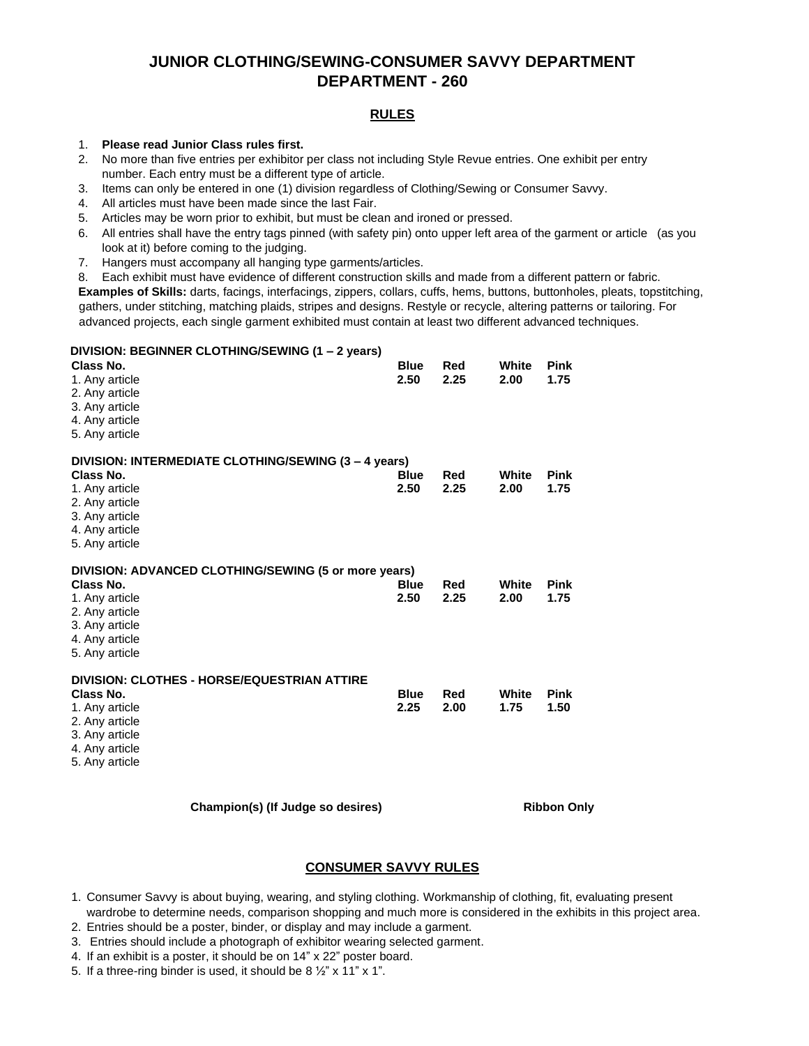# JUNIOR CLOTHING/SEWING-CONSUMER SAVVY DEPARTMENT
# DEPARTMENT - 260

## RULES

1. **Please read Junior Class rules first.**
2. No more than five entries per exhibitor per class not including Style Revue entries. One exhibit per entry number. Each entry must be a different type of article.
3. Items can only be entered in one (1) division regardless of Clothing/Sewing or Consumer Savvy.
4. All articles must have been made since the last Fair.
5. Articles may be worn prior to exhibit, but must be clean and ironed or pressed.
6. All entries shall have the entry tags pinned (with safety pin) onto upper left area of the garment or article (as you look at it) before coming to the judging.
7. Hangers must accompany all hanging type garments/articles.
8. Each exhibit must have evidence of different construction skills and made from a different pattern or fabric.

**Examples of Skills:** darts, facings, interfacings, zippers, collars, cuffs, hems, buttons, buttonholes, pleats, topstitching, gathers, under stitching, matching plaids, stripes and designs. Restyle or recycle, altering patterns or tailoring. For advanced projects, each single garment exhibited must contain at least two different advanced techniques.

**DIVISION: BEGINNER CLOTHING/SEWING (1 – 2 years)**

| Class No. | Blue | Red | White | Pink |
|---|---|---|---|---|
| 1. Any article | 2.50 | 2.25 | 2.00 | 1.75 |
| 2. Any article | | | | |
| 3. Any article | | | | |
| 4. Any article | | | | |
| 5. Any article | | | | |

**DIVISION: INTERMEDIATE CLOTHING/SEWING (3 – 4 years)**

| Class No. | Blue | Red | White | Pink |
|---|---|---|---|---|
| 1. Any article | 2.50 | 2.25 | 2.00 | 1.75 |
| 2. Any article | | | | |
| 3. Any article | | | | |
| 4. Any article | | | | |
| 5. Any article | | | | |

**DIVISION: ADVANCED CLOTHING/SEWING (5 or more years)**

| Class No. | Blue | Red | White | Pink |
|---|---|---|---|---|
| 1. Any article | 2.50 | 2.25 | 2.00 | 1.75 |
| 2. Any article | | | | |
| 3. Any article | | | | |
| 4. Any article | | | | |
| 5. Any article | | | | |

**DIVISION: CLOTHES - HORSE/EQUESTRIAN ATTIRE**

| Class No. | Blue | Red | White | Pink |
|---|---|---|---|---|
| 1. Any article | 2.25 | 2.00 | 1.75 | 1.50 |
| 2. Any article | | | | |
| 3. Any article | | | | |
| 4. Any article | | | | |
| 5. Any article | | | | |

**Champion(s) (If Judge so desires)** **Ribbon Only**

## CONSUMER SAVVY RULES

1. Consumer Savvy is about buying, wearing, and styling clothing. Workmanship of clothing, fit, evaluating present wardrobe to determine needs, comparison shopping and much more is considered in the exhibits in this project area.
2. Entries should be a poster, binder, or display and may include a garment.
3. Entries should include a photograph of exhibitor wearing selected garment.
4. If an exhibit is a poster, it should be on 14" x 22" poster board.
5. If a three-ring binder is used, it should be 8 ½" x 11" x 1".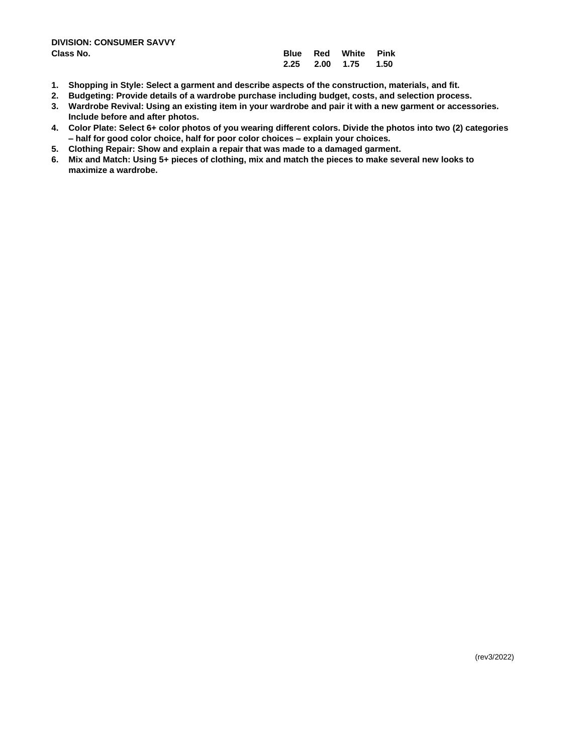**DIVISION: CONSUMER SAVVY**

| Class No. | Blue | Red | White | Pink |
|---|---|---|---|---|
| | 2.25 | 2.00 | 1.75 | 1.50 |

1. **Shopping in Style: Select a garment and describe aspects of the construction, materials, and fit.**
2. **Budgeting: Provide details of a wardrobe purchase including budget, costs, and selection process.**
3. **Wardrobe Revival: Using an existing item in your wardrobe and pair it with a new garment or accessories. Include before and after photos.**
4. **Color Plate: Select 6+ color photos of you wearing different colors. Divide the photos into two (2) categories – half for good color choice, half for poor color choices – explain your choices.**
5. **Clothing Repair: Show and explain a repair that was made to a damaged garment.**
6. **Mix and Match: Using 5+ pieces of clothing, mix and match the pieces to make several new looks to maximize a wardrobe.**

(rev3/2022)